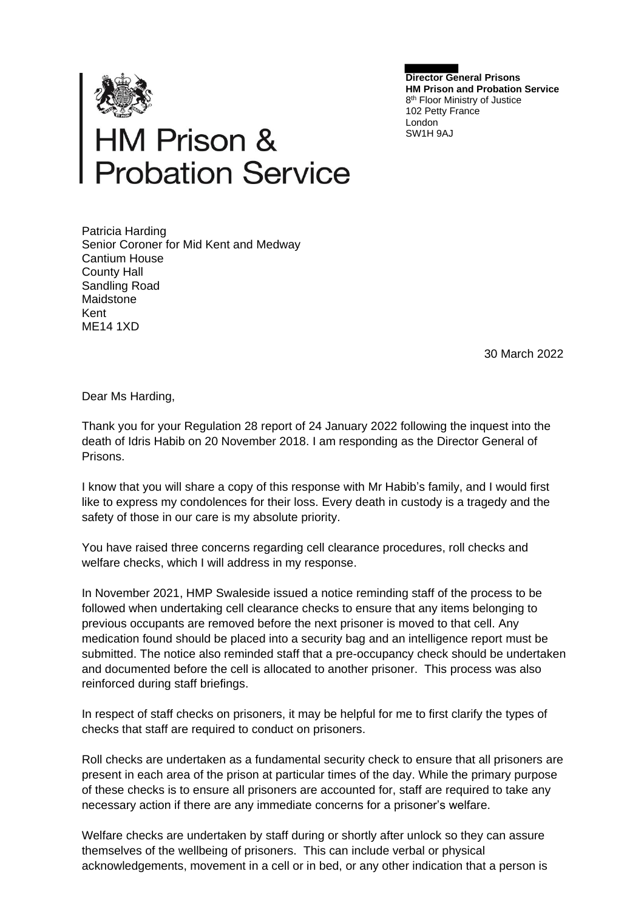HM Prison & Probation Service

**Director General Prisons**
**HM Prison and Probation Service**
8th Floor Ministry of Justice
102 Petty France
London
SW1H 9AJ

Patricia Harding
Senior Coroner for Mid Kent and Medway
Cantium House
County Hall
Sandling Road
Maidstone
Kent
ME14 1XD

30 March 2022

Dear Ms Harding,

Thank you for your Regulation 28 report of 24 January 2022 following the inquest into the death of Idris Habib on 20 November 2018. I am responding as the Director General of Prisons.

I know that you will share a copy of this response with Mr Habib's family, and I would first like to express my condolences for their loss. Every death in custody is a tragedy and the safety of those in our care is my absolute priority.

You have raised three concerns regarding cell clearance procedures, roll checks and welfare checks, which I will address in my response.

In November 2021, HMP Swaleside issued a notice reminding staff of the process to be followed when undertaking cell clearance checks to ensure that any items belonging to previous occupants are removed before the next prisoner is moved to that cell. Any medication found should be placed into a security bag and an intelligence report must be submitted. The notice also reminded staff that a pre-occupancy check should be undertaken and documented before the cell is allocated to another prisoner. This process was also reinforced during staff briefings.

In respect of staff checks on prisoners, it may be helpful for me to first clarify the types of checks that staff are required to conduct on prisoners.

Roll checks are undertaken as a fundamental security check to ensure that all prisoners are present in each area of the prison at particular times of the day. While the primary purpose of these checks is to ensure all prisoners are accounted for, staff are required to take any necessary action if there are any immediate concerns for a prisoner's welfare.

Welfare checks are undertaken by staff during or shortly after unlock so they can assure themselves of the wellbeing of prisoners. This can include verbal or physical acknowledgements, movement in a cell or in bed, or any other indication that a person is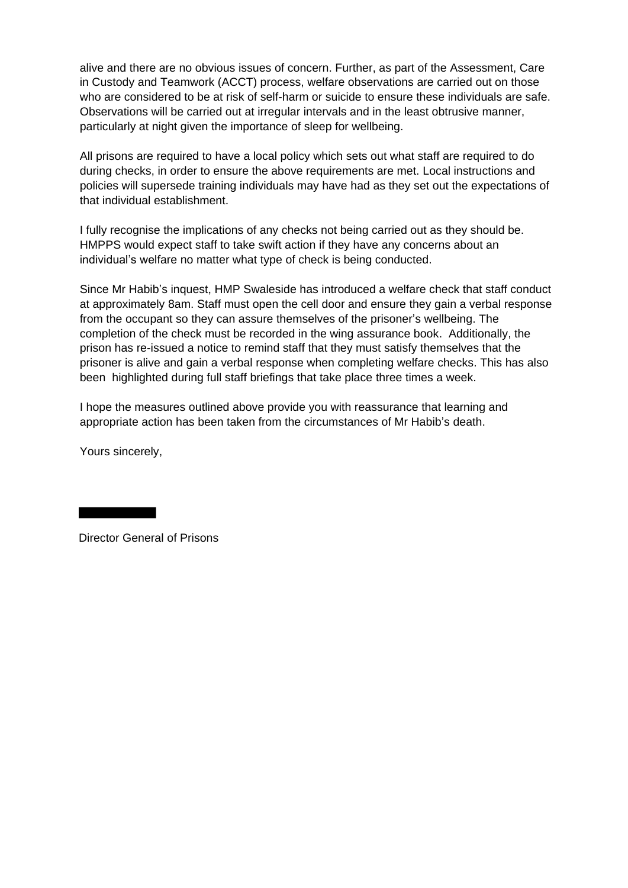alive and there are no obvious issues of concern. Further, as part of the Assessment, Care in Custody and Teamwork (ACCT) process, welfare observations are carried out on those who are considered to be at risk of self-harm or suicide to ensure these individuals are safe. Observations will be carried out at irregular intervals and in the least obtrusive manner, particularly at night given the importance of sleep for wellbeing.

All prisons are required to have a local policy which sets out what staff are required to do during checks, in order to ensure the above requirements are met. Local instructions and policies will supersede training individuals may have had as they set out the expectations of that individual establishment.

I fully recognise the implications of any checks not being carried out as they should be. HMPPS would expect staff to take swift action if they have any concerns about an individual's welfare no matter what type of check is being conducted.

Since Mr Habib's inquest, HMP Swaleside has introduced a welfare check that staff conduct at approximately 8am. Staff must open the cell door and ensure they gain a verbal response from the occupant so they can assure themselves of the prisoner's wellbeing. The completion of the check must be recorded in the wing assurance book. Additionally, the prison has re-issued a notice to remind staff that they must satisfy themselves that the prisoner is alive and gain a verbal response when completing welfare checks. This has also been highlighted during full staff briefings that take place three times a week.

I hope the measures outlined above provide you with reassurance that learning and appropriate action has been taken from the circumstances of Mr Habib's death.

Yours sincerely,

Director General of Prisons